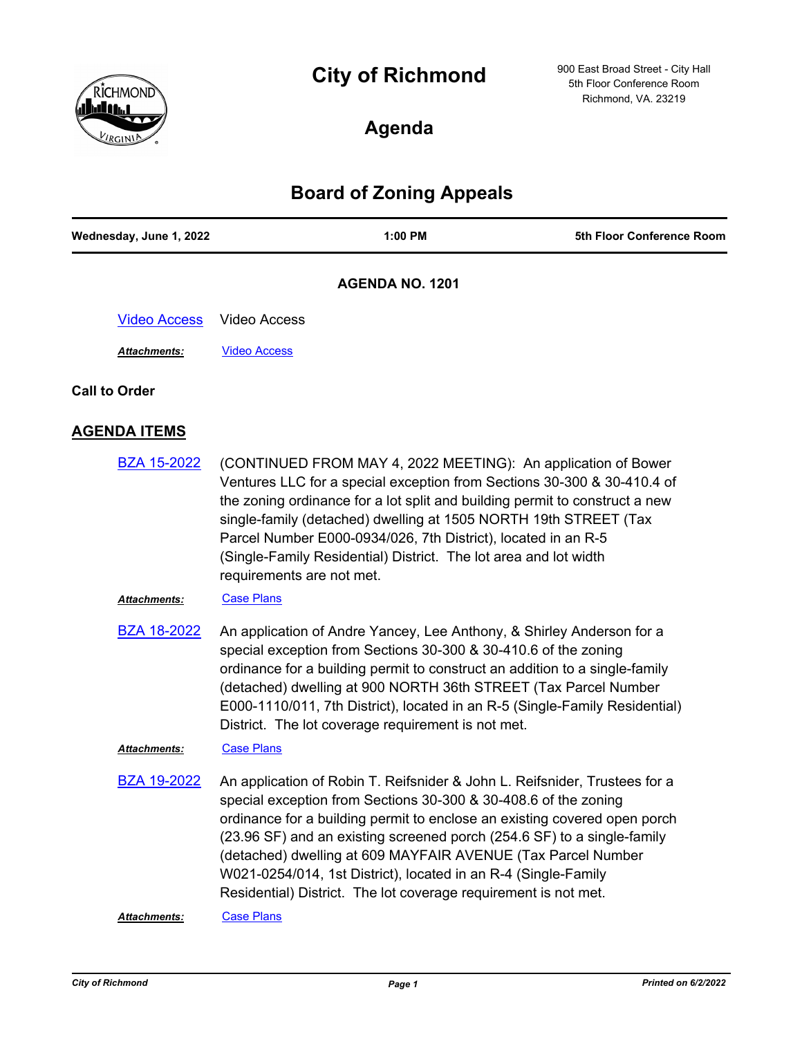# City of Richmond

900 East Broad Street - City Hall
5th Floor Conference Room
Richmond, VA. 23219

## Agenda

## Board of Zoning Appeals

| Wednesday, June 1, 2022 | 1:00 PM | 5th Floor Conference Room |
|---|---|---|

**AGENDA NO. 1201**

Video Access Video Access

***Attachments:*** Video Access

**Call to Order**

## AGENDA ITEMS

**BZA 15-2022** (CONTINUED FROM MAY 4, 2022 MEETING): An application of Bower Ventures LLC for a special exception from Sections 30-300 & 30-410.4 of the zoning ordinance for a lot split and building permit to construct a new single-family (detached) dwelling at 1505 NORTH 19th STREET (Tax Parcel Number E000-0934/026, 7th District), located in an R-5 (Single-Family Residential) District. The lot area and lot width requirements are not met.

***Attachments:*** Case Plans

**BZA 18-2022** An application of Andre Yancey, Lee Anthony, & Shirley Anderson for a special exception from Sections 30-300 & 30-410.6 of the zoning ordinance for a building permit to construct an addition to a single-family (detached) dwelling at 900 NORTH 36th STREET (Tax Parcel Number E000-1110/011, 7th District), located in an R-5 (Single-Family Residential) District. The lot coverage requirement is not met.

***Attachments:*** Case Plans

**BZA 19-2022** An application of Robin T. Reifsnider & John L. Reifsnider, Trustees for a special exception from Sections 30-300 & 30-408.6 of the zoning ordinance for a building permit to enclose an existing covered open porch (23.96 SF) and an existing screened porch (254.6 SF) to a single-family (detached) dwelling at 609 MAYFAIR AVENUE (Tax Parcel Number W021-0254/014, 1st District), located in an R-4 (Single-Family Residential) District. The lot coverage requirement is not met.

***Attachments:*** Case Plans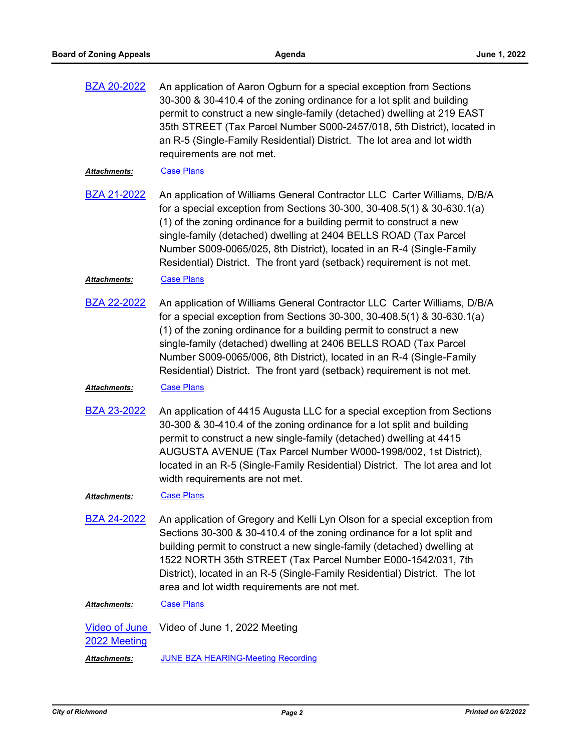BZA 20-2022 An application of Aaron Ogburn for a special exception from Sections 30-300 & 30-410.4 of the zoning ordinance for a lot split and building permit to construct a new single-family (detached) dwelling at 219 EAST 35th STREET (Tax Parcel Number S000-2457/018, 5th District), located in an R-5 (Single-Family Residential) District. The lot area and lot width requirements are not met.

***Attachments:*** Case Plans

BZA 21-2022 An application of Williams General Contractor LLC Carter Williams, D/B/A for a special exception from Sections 30-300, 30-408.5(1) & 30-630.1(a)(1) of the zoning ordinance for a building permit to construct a new single-family (detached) dwelling at 2404 BELLS ROAD (Tax Parcel Number S009-0065/025, 8th District), located in an R-4 (Single-Family Residential) District. The front yard (setback) requirement is not met.

***Attachments:*** Case Plans

BZA 22-2022 An application of Williams General Contractor LLC Carter Williams, D/B/A for a special exception from Sections 30-300, 30-408.5(1) & 30-630.1(a)(1) of the zoning ordinance for a building permit to construct a new single-family (detached) dwelling at 2406 BELLS ROAD (Tax Parcel Number S009-0065/006, 8th District), located in an R-4 (Single-Family Residential) District. The front yard (setback) requirement is not met.

***Attachments:*** Case Plans

BZA 23-2022 An application of 4415 Augusta LLC for a special exception from Sections 30-300 & 30-410.4 of the zoning ordinance for a lot split and building permit to construct a new single-family (detached) dwelling at 4415 AUGUSTA AVENUE (Tax Parcel Number W000-1998/002, 1st District), located in an R-5 (Single-Family Residential) District. The lot area and lot width requirements are not met.

***Attachments:*** Case Plans

BZA 24-2022 An application of Gregory and Kelli Lyn Olson for a special exception from Sections 30-300 & 30-410.4 of the zoning ordinance for a lot split and building permit to construct a new single-family (detached) dwelling at 1522 NORTH 35th STREET (Tax Parcel Number E000-1542/031, 7th District), located in an R-5 (Single-Family Residential) District. The lot area and lot width requirements are not met.

***Attachments:*** Case Plans

Video of June 2022 Meeting Video of June 1, 2022 Meeting

***Attachments:*** JUNE BZA HEARING-Meeting Recording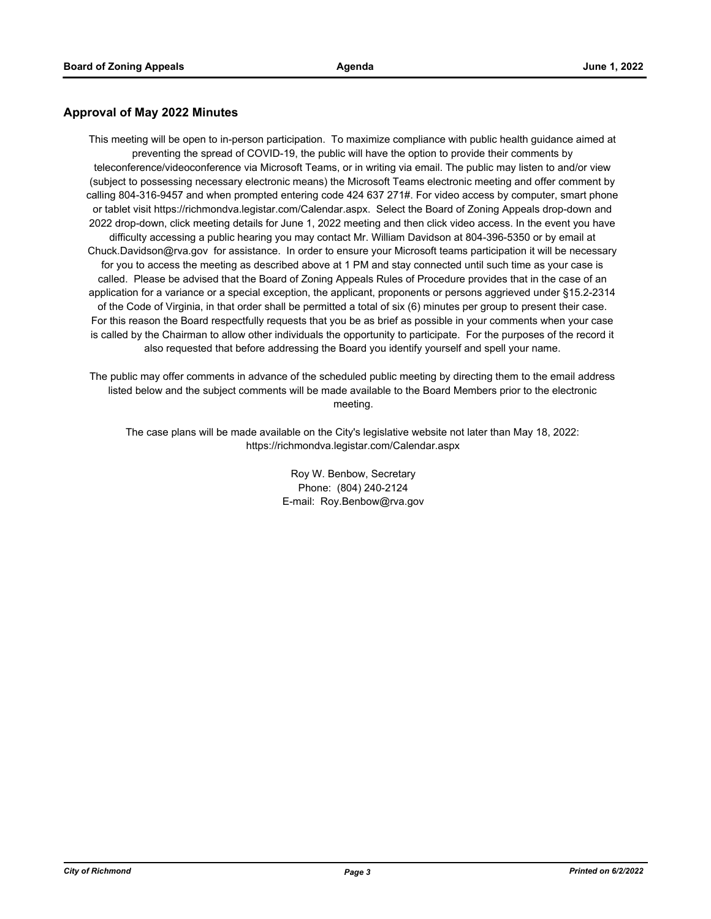## Approval of May 2022 Minutes

This meeting will be open to in-person participation. To maximize compliance with public health guidance aimed at preventing the spread of COVID-19, the public will have the option to provide their comments by teleconference/videoconference via Microsoft Teams, or in writing via email. The public may listen to and/or view (subject to possessing necessary electronic means) the Microsoft Teams electronic meeting and offer comment by calling 804-316-9457 and when prompted entering code 424 637 271#. For video access by computer, smart phone or tablet visit https://richmondva.legistar.com/Calendar.aspx. Select the Board of Zoning Appeals drop-down and 2022 drop-down, click meeting details for June 1, 2022 meeting and then click video access. In the event you have difficulty accessing a public hearing you may contact Mr. William Davidson at 804-396-5350 or by email at Chuck.Davidson@rva.gov for assistance. In order to ensure your Microsoft teams participation it will be necessary for you to access the meeting as described above at 1 PM and stay connected until such time as your case is called. Please be advised that the Board of Zoning Appeals Rules of Procedure provides that in the case of an application for a variance or a special exception, the applicant, proponents or persons aggrieved under §15.2-2314 of the Code of Virginia, in that order shall be permitted a total of six (6) minutes per group to present their case. For this reason the Board respectfully requests that you be as brief as possible in your comments when your case is called by the Chairman to allow other individuals the opportunity to participate. For the purposes of the record it also requested that before addressing the Board you identify yourself and spell your name.

The public may offer comments in advance of the scheduled public meeting by directing them to the email address listed below and the subject comments will be made available to the Board Members prior to the electronic meeting.

The case plans will be made available on the City's legislative website not later than May 18, 2022: https://richmondva.legistar.com/Calendar.aspx

Roy W. Benbow, Secretary
Phone: (804) 240-2124
E-mail: Roy.Benbow@rva.gov